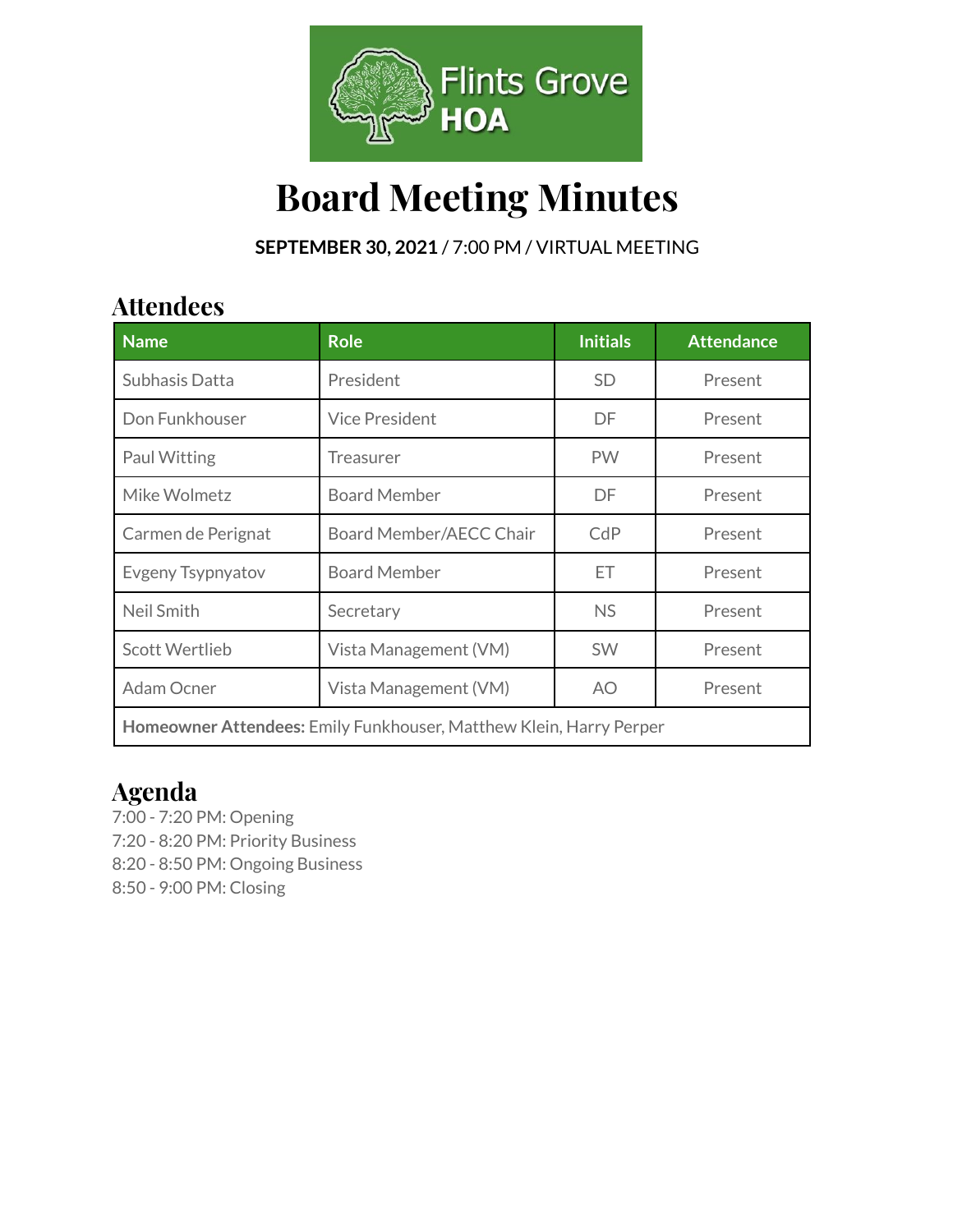Flints Grove HOA

# Board Meeting Minutes

**SEPTEMBER 30, 2021** / 7:00 PM / VIRTUAL MEETING

## Attendees

| Name | Role | Initials | Attendance |
|---|---|---|---|
| Subhasis Datta | President | SD | Present |
| Don Funkhouser | Vice President | DF | Present |
| Paul Witting | Treasurer | PW | Present |
| Mike Wolmetz | Board Member | DF | Present |
| Carmen de Perignat | Board Member/AECC Chair | CdP | Present |
| Evgeny Tsypnyatov | Board Member | ET | Present |
| Neil Smith | Secretary | NS | Present |
| Scott Wertlieb | Vista Management (VM) | SW | Present |
| Adam Ocner | Vista Management (VM) | AO | Present |
| **Homeowner Attendees:** Emily Funkhouser, Matthew Klein, Harry Perper | | | |

## Agenda

7:00 - 7:20 PM: Opening  
7:20 - 8:20 PM: Priority Business  
8:20 - 8:50 PM: Ongoing Business  
8:50 - 9:00 PM: Closing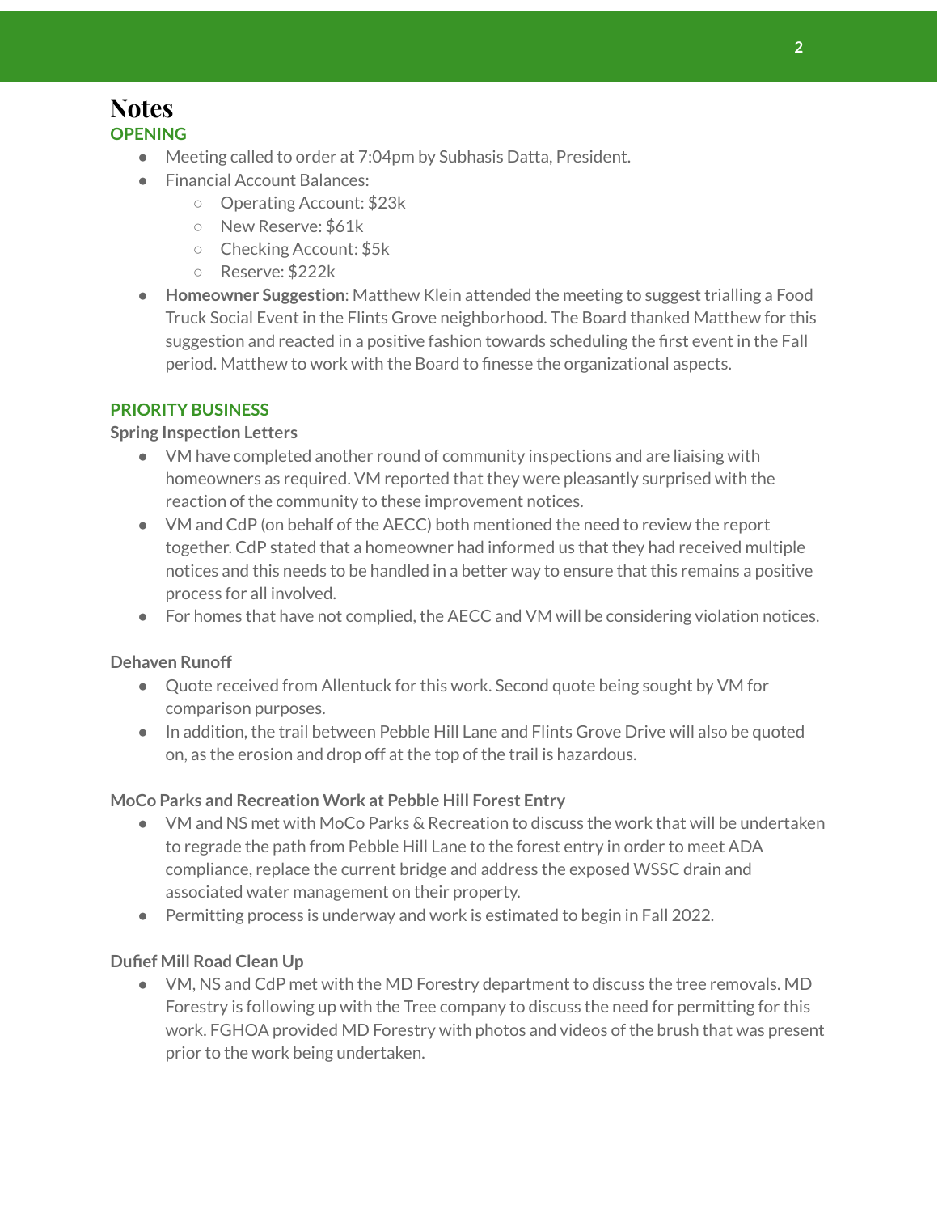# Notes

## OPENING

- Meeting called to order at 7:04pm by Subhasis Datta, President.
- Financial Account Balances:
  - Operating Account: $23k
  - New Reserve: $61k
  - Checking Account: $5k
  - Reserve: $222k
- **Homeowner Suggestion**: Matthew Klein attended the meeting to suggest trialling a Food Truck Social Event in the Flints Grove neighborhood. The Board thanked Matthew for this suggestion and reacted in a positive fashion towards scheduling the first event in the Fall period. Matthew to work with the Board to finesse the organizational aspects.

## PRIORITY BUSINESS

### Spring Inspection Letters

- VM have completed another round of community inspections and are liaising with homeowners as required. VM reported that they were pleasantly surprised with the reaction of the community to these improvement notices.
- VM and CdP (on behalf of the AECC) both mentioned the need to review the report together. CdP stated that a homeowner had informed us that they had received multiple notices and this needs to be handled in a better way to ensure that this remains a positive process for all involved.
- For homes that have not complied, the AECC and VM will be considering violation notices.

### Dehaven Runoff

- Quote received from Allentuck for this work. Second quote being sought by VM for comparison purposes.
- In addition, the trail between Pebble Hill Lane and Flints Grove Drive will also be quoted on, as the erosion and drop off at the top of the trail is hazardous.

### MoCo Parks and Recreation Work at Pebble Hill Forest Entry

- VM and NS met with MoCo Parks & Recreation to discuss the work that will be undertaken to regrade the path from Pebble Hill Lane to the forest entry in order to meet ADA compliance, replace the current bridge and address the exposed WSSC drain and associated water management on their property.
- Permitting process is underway and work is estimated to begin in Fall 2022.

### Dufief Mill Road Clean Up

- VM, NS and CdP met with the MD Forestry department to discuss the tree removals. MD Forestry is following up with the Tree company to discuss the need for permitting for this work. FGHOA provided MD Forestry with photos and videos of the brush that was present prior to the work being undertaken.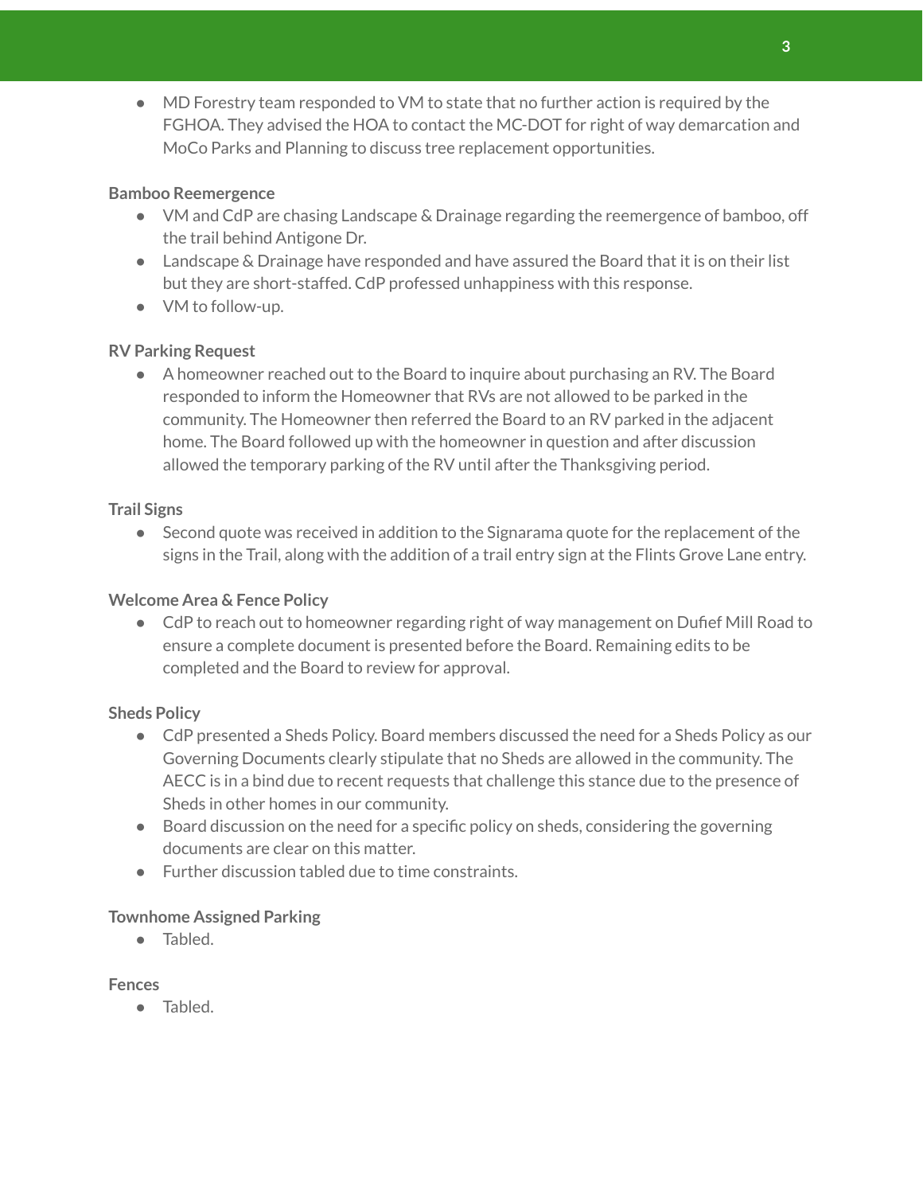- MD Forestry team responded to VM to state that no further action is required by the FGHOA. They advised the HOA to contact the MC-DOT for right of way demarcation and MoCo Parks and Planning to discuss tree replacement opportunities.

**Bamboo Reemergence**

- VM and CdP are chasing Landscape & Drainage regarding the reemergence of bamboo, off the trail behind Antigone Dr.
- Landscape & Drainage have responded and have assured the Board that it is on their list but they are short-staffed. CdP professed unhappiness with this response.
- VM to follow-up.

**RV Parking Request**

- A homeowner reached out to the Board to inquire about purchasing an RV. The Board responded to inform the Homeowner that RVs are not allowed to be parked in the community. The Homeowner then referred the Board to an RV parked in the adjacent home. The Board followed up with the homeowner in question and after discussion allowed the temporary parking of the RV until after the Thanksgiving period.

**Trail Signs**

- Second quote was received in addition to the Signarama quote for the replacement of the signs in the Trail, along with the addition of a trail entry sign at the Flints Grove Lane entry.

**Welcome Area & Fence Policy**

- CdP to reach out to homeowner regarding right of way management on Dufief Mill Road to ensure a complete document is presented before the Board. Remaining edits to be completed and the Board to review for approval.

**Sheds Policy**

- CdP presented a Sheds Policy. Board members discussed the need for a Sheds Policy as our Governing Documents clearly stipulate that no Sheds are allowed in the community. The AECC is in a bind due to recent requests that challenge this stance due to the presence of Sheds in other homes in our community.
- Board discussion on the need for a specific policy on sheds, considering the governing documents are clear on this matter.
- Further discussion tabled due to time constraints.

**Townhome Assigned Parking**

- Tabled.

**Fences**

- Tabled.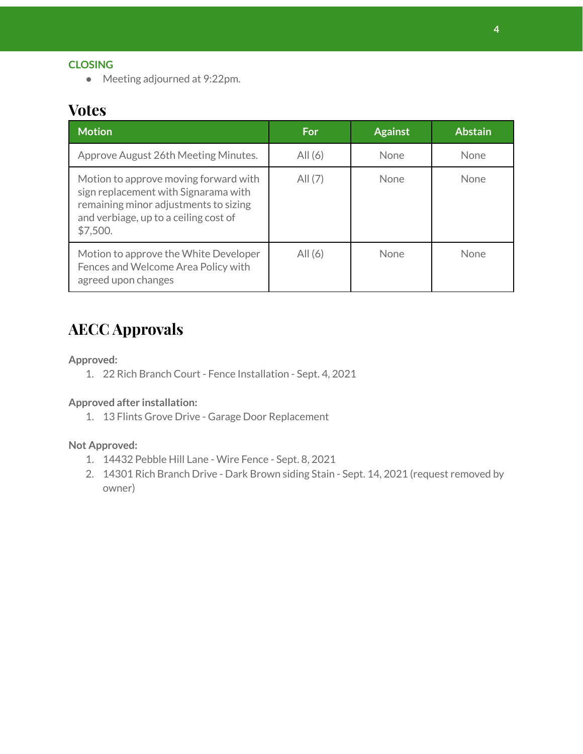### CLOSING

- Meeting adjourned at 9:22pm.

## Votes

| Motion | For | Against | Abstain |
| --- | --- | --- | --- |
| Approve August 26th Meeting Minutes. | All (6) | None | None |
| Motion to approve moving forward with sign replacement with Signarama with remaining minor adjustments to sizing and verbiage, up to a ceiling cost of $7,500. | All (7) | None | None |
| Motion to approve the White Developer Fences and Welcome Area Policy with agreed upon changes | All (6) | None | None |

## AECC Approvals

**Approved:**

1. 22 Rich Branch Court - Fence Installation - Sept. 4, 2021

**Approved after installation:**

1. 13 Flints Grove Drive - Garage Door Replacement

**Not Approved:**

1. 14432 Pebble Hill Lane - Wire Fence - Sept. 8, 2021
2. 14301 Rich Branch Drive - Dark Brown siding Stain - Sept. 14, 2021 (request removed by owner)